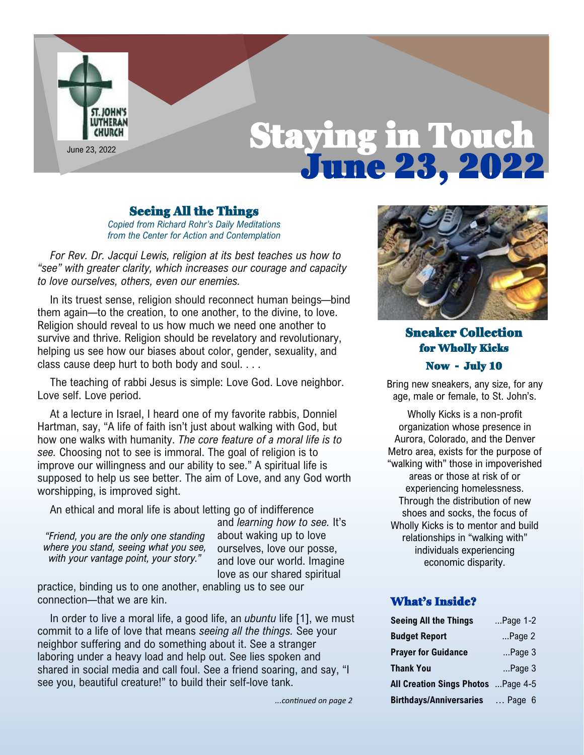# Staying in Touch June 23, 2022

ST. JOHN'S LUTHERAN CHURCH

June 23, 2022

## Seeing All the Things

*Copied from Richard Rohr's Daily Meditations from the Center for Action and Contemplation*

*For Rev. Dr. Jacqui Lewis, religion at its best teaches us how to "see" with greater clarity, which increases our courage and capacity to love ourselves, others, even our enemies.*

In its truest sense, religion should reconnect human beings—bind them again—to the creation, to one another, to the divine, to love. Religion should reveal to us how much we need one another to survive and thrive. Religion should be revelatory and revolutionary, helping us see how our biases about color, gender, sexuality, and class cause deep hurt to both body and soul. . . .

The teaching of rabbi Jesus is simple: Love God. Love neighbor. Love self. Love period.

At a lecture in Israel, I heard one of my favorite rabbis, Donniel Hartman, say, "A life of faith isn't just about walking with God, but how one walks with humanity. *The core feature of a moral life is to see.* Choosing not to see is immoral. The goal of religion is to improve our willingness and our ability to see." A spiritual life is supposed to help us see better. The aim of Love, and any God worth worshipping, is improved sight.

An ethical and moral life is about letting go of indifference and *learning how to see.* It's about waking up to love ourselves, love our posse, and love our world. Imagine love as our shared spiritual practice, binding us to one another, enabling us to see our connection—that we are kin.

*"Friend, you are the only one standing where you stand, seeing what you see, with your vantage point, your story."*

In order to live a moral life, a good life, an *ubuntu* life [1], we must commit to a life of love that means *seeing all the things.* See your neighbor suffering and do something about it. See a stranger laboring under a heavy load and help out. See lies spoken and shared in social media and call foul. See a friend soaring, and say, "I see you, beautiful creature!" to build their self-love tank.

*...continued on page 2*

## Sneaker Collection for Wholly Kicks

### Now - July 10

Bring new sneakers, any size, for any age, male or female, to St. John's.

Wholly Kicks is a non-profit organization whose presence in Aurora, Colorado, and the Denver Metro area, exists for the purpose of "walking with" those in impoverished areas or those at risk of or experiencing homelessness. Through the distribution of new shoes and socks, the focus of Wholly Kicks is to mentor and build relationships in "walking with" individuals experiencing economic disparity.

## What's Inside?

| | |
|---|---|
| **Seeing All the Things** | ...Page 1-2 |
| **Budget Report** | ...Page 2 |
| **Prayer for Guidance** | ...Page 3 |
| **Thank You** | ...Page 3 |
| **All Creation Sings Photos** | ...Page 4-5 |
| **Birthdays/Anniversaries** | ... Page 6 |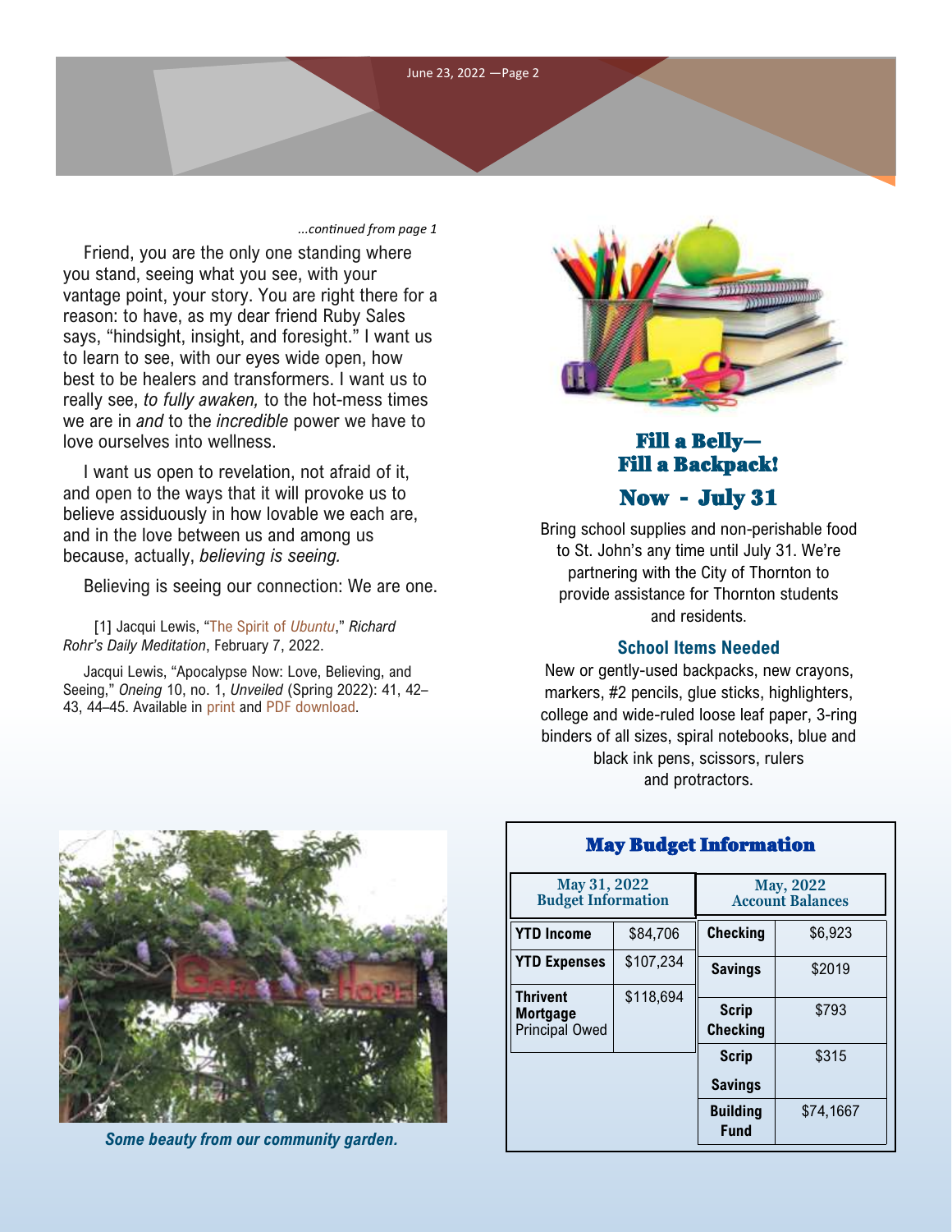*...continued from page 1*

Friend, you are the only one standing where you stand, seeing what you see, with your vantage point, your story. You are right there for a reason: to have, as my dear friend Ruby Sales says, "hindsight, insight, and foresight." I want us to learn to see, with our eyes wide open, how best to be healers and transformers. I want us to really see, *to fully awaken,* to the hot-mess times we are in *and* to the *incredible* power we have to love ourselves into wellness.

I want us open to revelation, not afraid of it, and open to the ways that it will provoke us to believe assiduously in how lovable we each are, and in the love between us and among us because, actually, *believing is seeing.*

Believing is seeing our connection: We are one.

[1] Jacqui Lewis, "The Spirit of *Ubuntu*," *Richard Rohr's Daily Meditation*, February 7, 2022.

Jacqui Lewis, "Apocalypse Now: Love, Believing, and Seeing," *Oneing* 10, no. 1, *Unveiled* (Spring 2022): 41, 42–43, 44–45. Available in print and PDF download.

*Some beauty from our community garden.*

## Fill a Belly— Fill a Backpack!

## Now - July 31

Bring school supplies and non-perishable food to St. John's any time until July 31. We're partnering with the City of Thornton to provide assistance for Thornton students and residents.

### School Items Needed

New or gently-used backpacks, new crayons, markers, #2 pencils, glue sticks, highlighters, college and wide-ruled loose leaf paper, 3-ring binders of all sizes, spiral notebooks, blue and black ink pens, scissors, rulers and protractors.

## May Budget Information

| May 31, 2022 Budget Information | | May, 2022 Account Balances | |
|---|---|---|---|
| **YTD Income** | $84,706 | **Checking** | $6,923 |
| **YTD Expenses** | $107,234 | **Savings** | $2019 |
| **Thrivent Mortgage** Principal Owed | $118,694 | **Scrip Checking** | $793 |
| | | **Scrip Savings** | $315 |
| | | **Building Fund** | $74,1667 |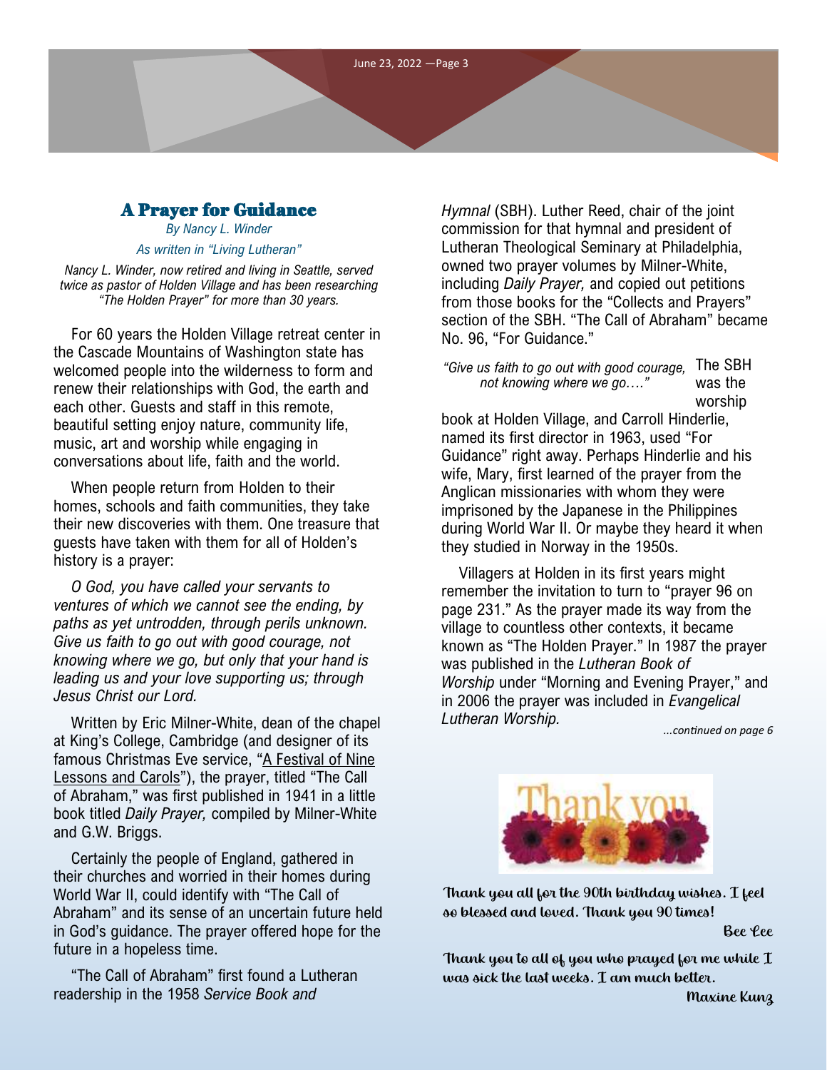## A Prayer for Guidance

*By Nancy L. Winder*

*As written in "Living Lutheran"*

*Nancy L. Winder, now retired and living in Seattle, served twice as pastor of Holden Village and has been researching "The Holden Prayer" for more than 30 years.*

For 60 years the Holden Village retreat center in the Cascade Mountains of Washington state has welcomed people into the wilderness to form and renew their relationships with God, the earth and each other. Guests and staff in this remote, beautiful setting enjoy nature, community life, music, art and worship while engaging in conversations about life, faith and the world.

When people return from Holden to their homes, schools and faith communities, they take their new discoveries with them. One treasure that guests have taken with them for all of Holden's history is a prayer:

*O God, you have called your servants to ventures of which we cannot see the ending, by paths as yet untrodden, through perils unknown. Give us faith to go out with good courage, not knowing where we go, but only that your hand is leading us and your love supporting us; through Jesus Christ our Lord.*

Written by Eric Milner-White, dean of the chapel at King's College, Cambridge (and designer of its famous Christmas Eve service, "A Festival of Nine Lessons and Carols"), the prayer, titled "The Call of Abraham," was first published in 1941 in a little book titled *Daily Prayer,* compiled by Milner-White and G.W. Briggs.

Certainly the people of England, gathered in their churches and worried in their homes during World War II, could identify with "The Call of Abraham" and its sense of an uncertain future held in God's guidance. The prayer offered hope for the future in a hopeless time.

"The Call of Abraham" first found a Lutheran readership in the 1958 *Service Book and Hymnal* (SBH). Luther Reed, chair of the joint commission for that hymnal and president of Lutheran Theological Seminary at Philadelphia, owned two prayer volumes by Milner-White, including *Daily Prayer,* and copied out petitions from those books for the "Collects and Prayers" section of the SBH. "The Call of Abraham" became No. 96, "For Guidance."

*"Give us faith to go out with good courage, not knowing where we go…."*

The SBH was the worship book at Holden Village, and Carroll Hinderlie, named its first director in 1963, used "For Guidance" right away. Perhaps Hinderlie and his wife, Mary, first learned of the prayer from the Anglican missionaries with whom they were imprisoned by the Japanese in the Philippines during World War II. Or maybe they heard it when they studied in Norway in the 1950s.

Villagers at Holden in its first years might remember the invitation to turn to "prayer 96 on page 231." As the prayer made its way from the village to countless other contexts, it became known as "The Holden Prayer." In 1987 the prayer was published in the *Lutheran Book of Worship* under "Morning and Evening Prayer," and in 2006 the prayer was included in *Evangelical Lutheran Worship.*

*...continued on page 6*

Thank you

Thank you all for the 90th birthday wishes. I feel so blessed and loved. Thank you 90 times!

Bee Lee

Thank you to all of you who prayed for me while I was sick the last weeks. I am much better.

Maxine Kunz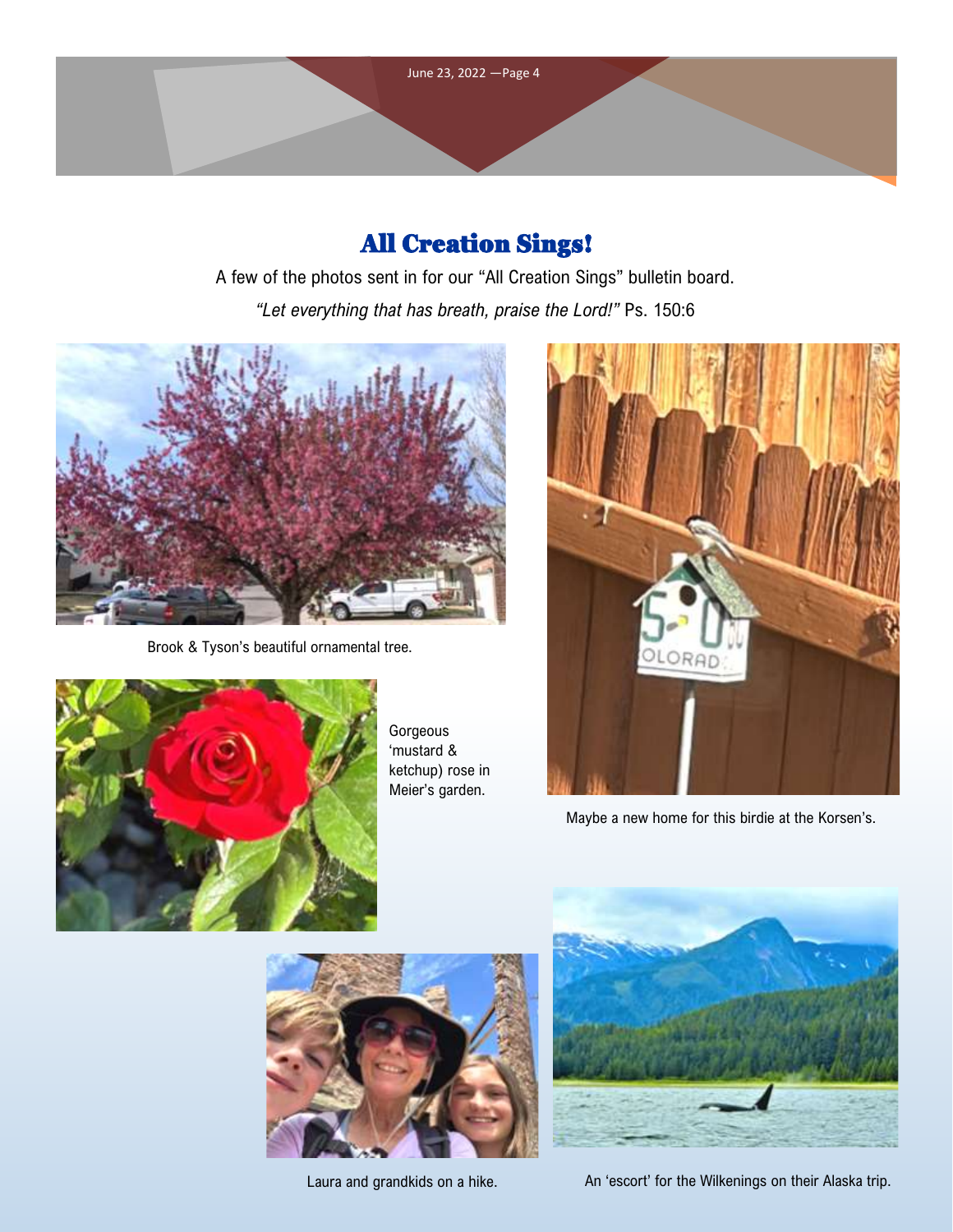# All Creation Sings!

A few of the photos sent in for our "All Creation Sings" bulletin board.

*"Let everything that has breath, praise the Lord!"* Ps. 150:6

Brook & Tyson's beautiful ornamental tree.

Gorgeous 'mustard & ketchup) rose in Meier's garden.

Maybe a new home for this birdie at the Korsen's.

Laura and grandkids on a hike.

An 'escort' for the Wilkenings on their Alaska trip.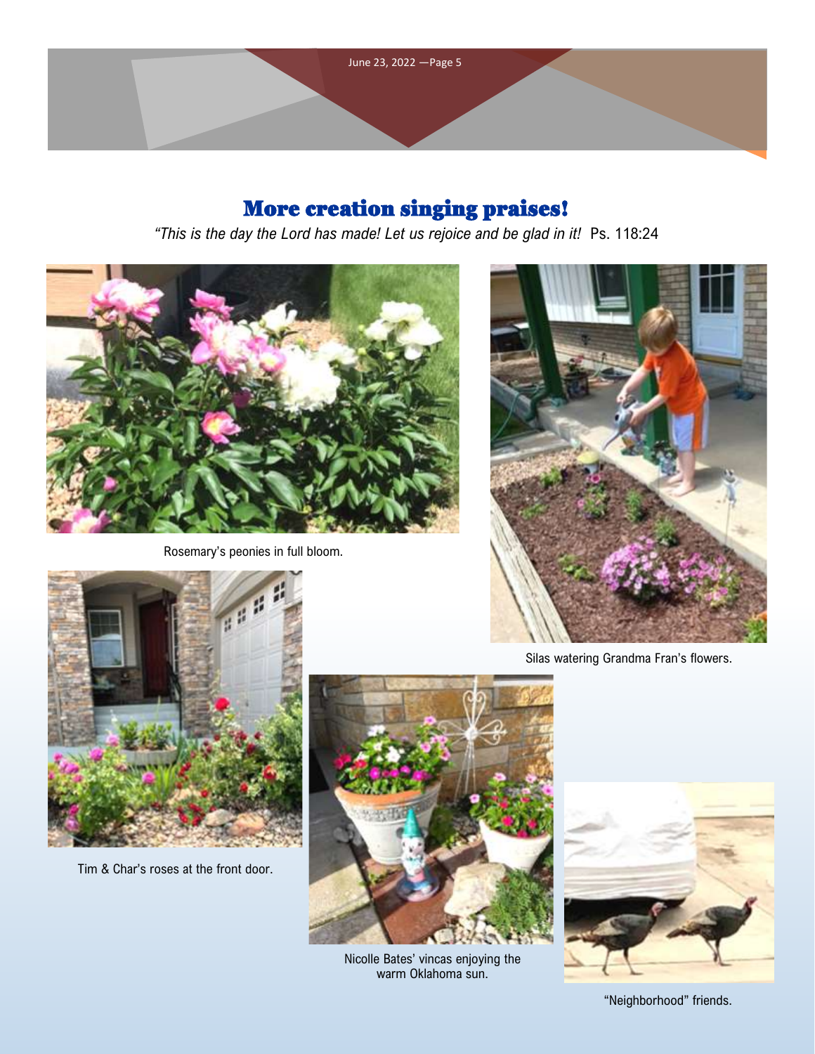# More creation singing praises!

*"This is the day the Lord has made! Let us rejoice and be glad in it!* Ps. 118:24

Rosemary's peonies in full bloom.

Silas watering Grandma Fran's flowers.

Tim & Char's roses at the front door.

Nicolle Bates' vincas enjoying the warm Oklahoma sun.

"Neighborhood" friends.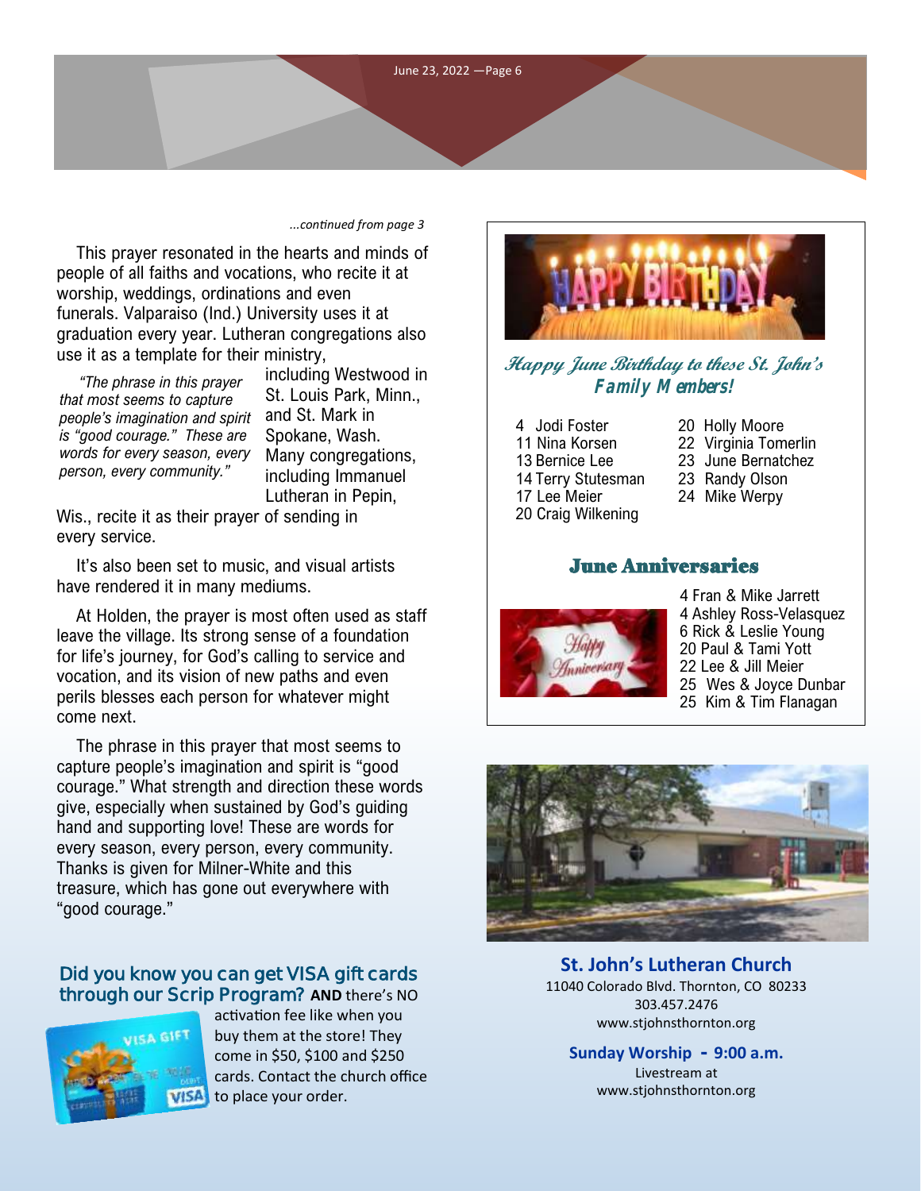*...continued from page 3*

This prayer resonated in the hearts and minds of people of all faiths and vocations, who recite it at worship, weddings, ordinations and even funerals. Valparaiso (Ind.) University uses it at graduation every year. Lutheran congregations also use it as a template for their ministry, including Westwood in St. Louis Park, Minn., and St. Mark in Spokane, Wash. Many congregations, including Immanuel Lutheran in Pepin, Wis., recite it as their prayer of sending in every service.

*"The phrase in this prayer that most seems to capture people's imagination and spirit is "good courage." These are words for every season, every person, every community."*

It's also been set to music, and visual artists have rendered it in many mediums.

At Holden, the prayer is most often used as staff leave the village. Its strong sense of a foundation for life's journey, for God's calling to service and vocation, and its vision of new paths and even perils blesses each person for whatever might come next.

The phrase in this prayer that most seems to capture people's imagination and spirit is "good courage." What strength and direction these words give, especially when sustained by God's guiding hand and supporting love! These are words for every season, every person, every community. Thanks is given for Milner-White and this treasure, which has gone out everywhere with "good courage."

## Did you know you can get VISA gift cards through our Scrip Program?

**AND** there's NO activation fee like when you buy them at the store! They come in $50, $100 and $250 cards. Contact the church office to place your order.

## Happy June Birthday to these St. John's Family Members!

4 Jodi Foster
11 Nina Korsen
13 Bernice Lee
14 Terry Stutesman
17 Lee Meier
20 Craig Wilkening
20 Holly Moore
22 Virginia Tomerlin
23 June Bernatchez
23 Randy Olson
24 Mike Werpy

## June Anniversaries

4 Fran & Mike Jarrett
4 Ashley Ross-Velasquez
6 Rick & Leslie Young
20 Paul & Tami Yott
22 Lee & Jill Meier
25 Wes & Joyce Dunbar
25 Kim & Tim Flanagan

## St. John's Lutheran Church

11040 Colorado Blvd. Thornton, CO 80233
303.457.2476
www.stjohnsthornton.org

**Sunday Worship - 9:00 a.m.**

Livestream at
www.stjohnsthornton.org